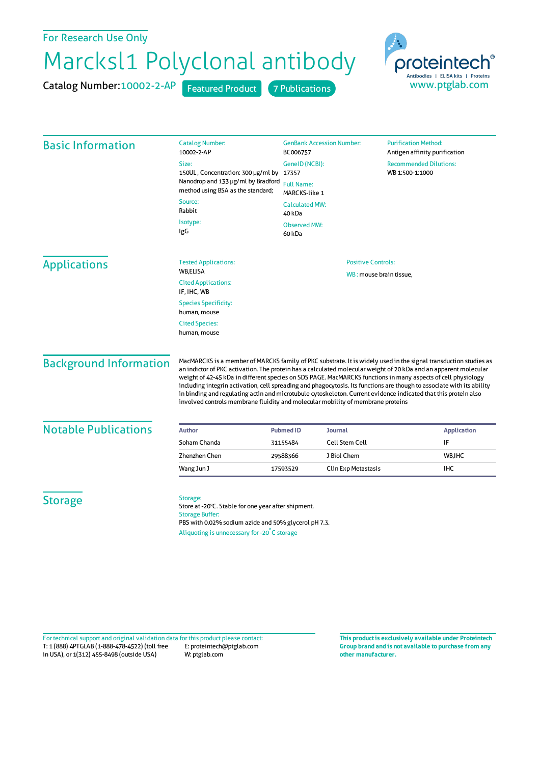For Research Use Only

# Marcksl1 Polyclonal antibody

Catalog Number: 10002-2-AP    Featured Product    7 Publications

proteintech®
Antibodies | ELISA kits | Proteins
www.ptglab.com

## Basic Information

**Catalog Number:**
10002-2-AP

**Size:**
150UL , Concentration: 300 μg/ml by Nanodrop and 133 μg/ml by Bradford method using BSA as the standard;

**Source:**
Rabbit

**Isotype:**
IgG

**GenBank Accession Number:**
BC006757

**GeneID (NCBI):**
17357

**Full Name:**
MARCKS-like 1

**Calculated MW:**
40 kDa

**Observed MW:**
60 kDa

**Purification Method:**
Antigen affinity purification

**Recommended Dilutions:**
WB 1:500-1:1000

## Applications

**Tested Applications:**
WB,ELISA

**Cited Applications:**
IF, IHC, WB

**Species Specificity:**
human, mouse

**Cited Species:**
human, mouse

**Positive Controls:**
WB : mouse brain tissue,

## Background Information

MacMARCKS is a member of MARCKS family of PKC substrate. It is widely used in the signal transduction studies as an indictor of PKC activation. The protein has a calculated molecular weight of 20 kDa and an apparent molecular weight of 42-45 kDa in different species on SDS PAGE. MacMARCKS functions in many aspects of cell physiology including integrin activation, cell spreading and phagocytosis. Its functions are though to associate with its ability in binding and regulating actin and microtubule cytoskeleton. Current evidence indicated that this protein also involved controls membrane fluidity and molecular mobility of membrane proteins

## Notable Publications

| Author | Pubmed ID | Journal | Application |
|---|---|---|---|
| Soham Chanda | 31155484 | Cell Stem Cell | IF |
| Zhenzhen Chen | 29588366 | J Biol Chem | WB,IHC |
| Wang Jun J | 17593529 | Clin Exp Metastasis | IHC |

## Storage

**Storage:**
Store at -20°C. Stable for one year after shipment.

**Storage Buffer:**
PBS with 0.02% sodium azide and 50% glycerol pH 7.3.

Aliquoting is unnecessary for -20°C storage

For technical support and original validation data for this product please contact:
T: 1 (888) 4PTGLAB (1-888-478-4522) (toll free in USA), or 1(312) 455-8498 (outside USA)
E: proteintech@ptglab.com
W: ptglab.com

**This product is exclusively available under Proteintech Group brand and is not available to purchase from any other manufacturer.**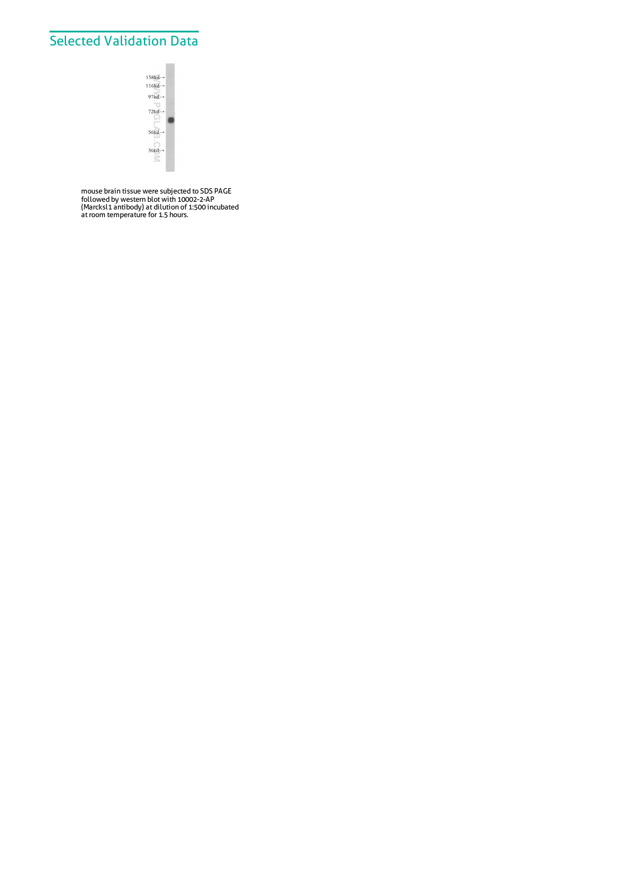## Selected Validation Data

158kd→
116kd→
97kd→
72kd→
56kd→
36kd→

mouse brain tissue were subjected to SDS PAGE followed by western blot with 10002-2-AP (Marcksl1 antibody) at dilution of 1:500 incubated at room temperature for 1.5 hours.